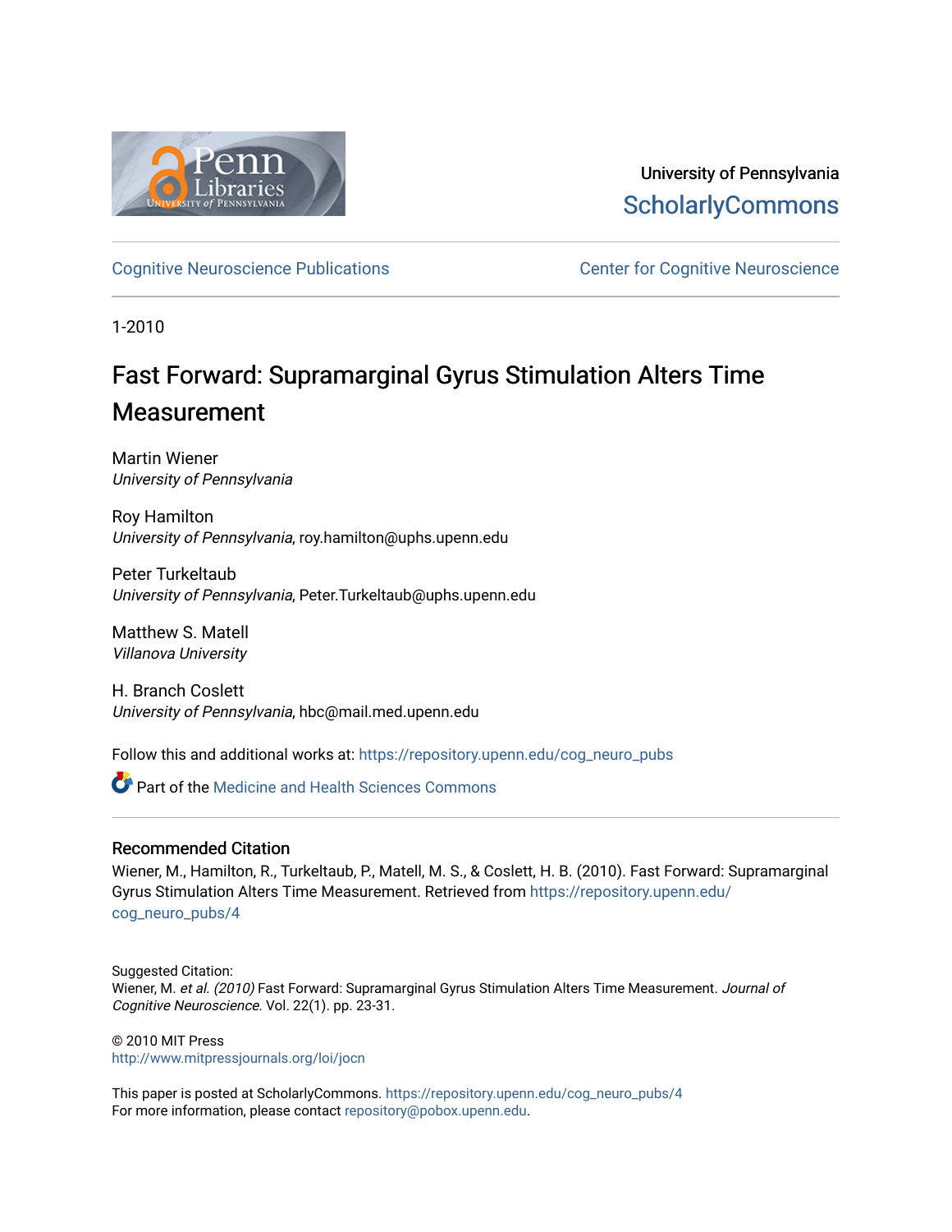University of Pennsylvania
ScholarlyCommons

Cognitive Neuroscience Publications | Center for Cognitive Neuroscience

1-2010

# Fast Forward: Supramarginal Gyrus Stimulation Alters Time Measurement

Martin Wiener
*University of Pennsylvania*

Roy Hamilton
*University of Pennsylvania*, roy.hamilton@uphs.upenn.edu

Peter Turkeltaub
*University of Pennsylvania*, Peter.Turkeltaub@uphs.upenn.edu

Matthew S. Matell
*Villanova University*

H. Branch Coslett
*University of Pennsylvania*, hbc@mail.med.upenn.edu

Follow this and additional works at: https://repository.upenn.edu/cog_neuro_pubs

Part of the Medicine and Health Sciences Commons

## Recommended Citation

Wiener, M., Hamilton, R., Turkeltaub, P., Matell, M. S., & Coslett, H. B. (2010). Fast Forward: Supramarginal Gyrus Stimulation Alters Time Measurement. Retrieved from https://repository.upenn.edu/cog_neuro_pubs/4

Suggested Citation:
Wiener, M. *et al. (2010)* Fast Forward: Supramarginal Gyrus Stimulation Alters Time Measurement. *Journal of Cognitive Neuroscience.* Vol. 22(1). pp. 23-31.

© 2010 MIT Press
http://www.mitpressjournals.org/loi/jocn

This paper is posted at ScholarlyCommons. https://repository.upenn.edu/cog_neuro_pubs/4
For more information, please contact repository@pobox.upenn.edu.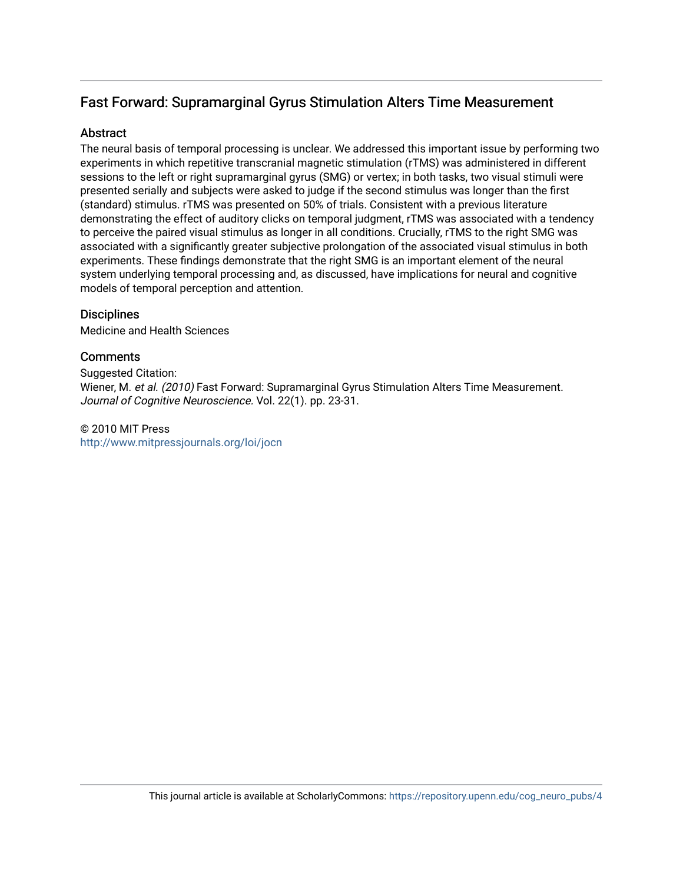## Fast Forward: Supramarginal Gyrus Stimulation Alters Time Measurement

### Abstract

The neural basis of temporal processing is unclear. We addressed this important issue by performing two experiments in which repetitive transcranial magnetic stimulation (rTMS) was administered in different sessions to the left or right supramarginal gyrus (SMG) or vertex; in both tasks, two visual stimuli were presented serially and subjects were asked to judge if the second stimulus was longer than the first (standard) stimulus. rTMS was presented on 50% of trials. Consistent with a previous literature demonstrating the effect of auditory clicks on temporal judgment, rTMS was associated with a tendency to perceive the paired visual stimulus as longer in all conditions. Crucially, rTMS to the right SMG was associated with a significantly greater subjective prolongation of the associated visual stimulus in both experiments. These findings demonstrate that the right SMG is an important element of the neural system underlying temporal processing and, as discussed, have implications for neural and cognitive models of temporal perception and attention.

### Disciplines

Medicine and Health Sciences

### Comments

Suggested Citation:
Wiener, M. *et al. (2010)* Fast Forward: Supramarginal Gyrus Stimulation Alters Time Measurement. *Journal of Cognitive Neuroscience.* Vol. 22(1). pp. 23-31.

© 2010 MIT Press
http://www.mitpressjournals.org/loi/jocn

This journal article is available at ScholarlyCommons: https://repository.upenn.edu/cog_neuro_pubs/4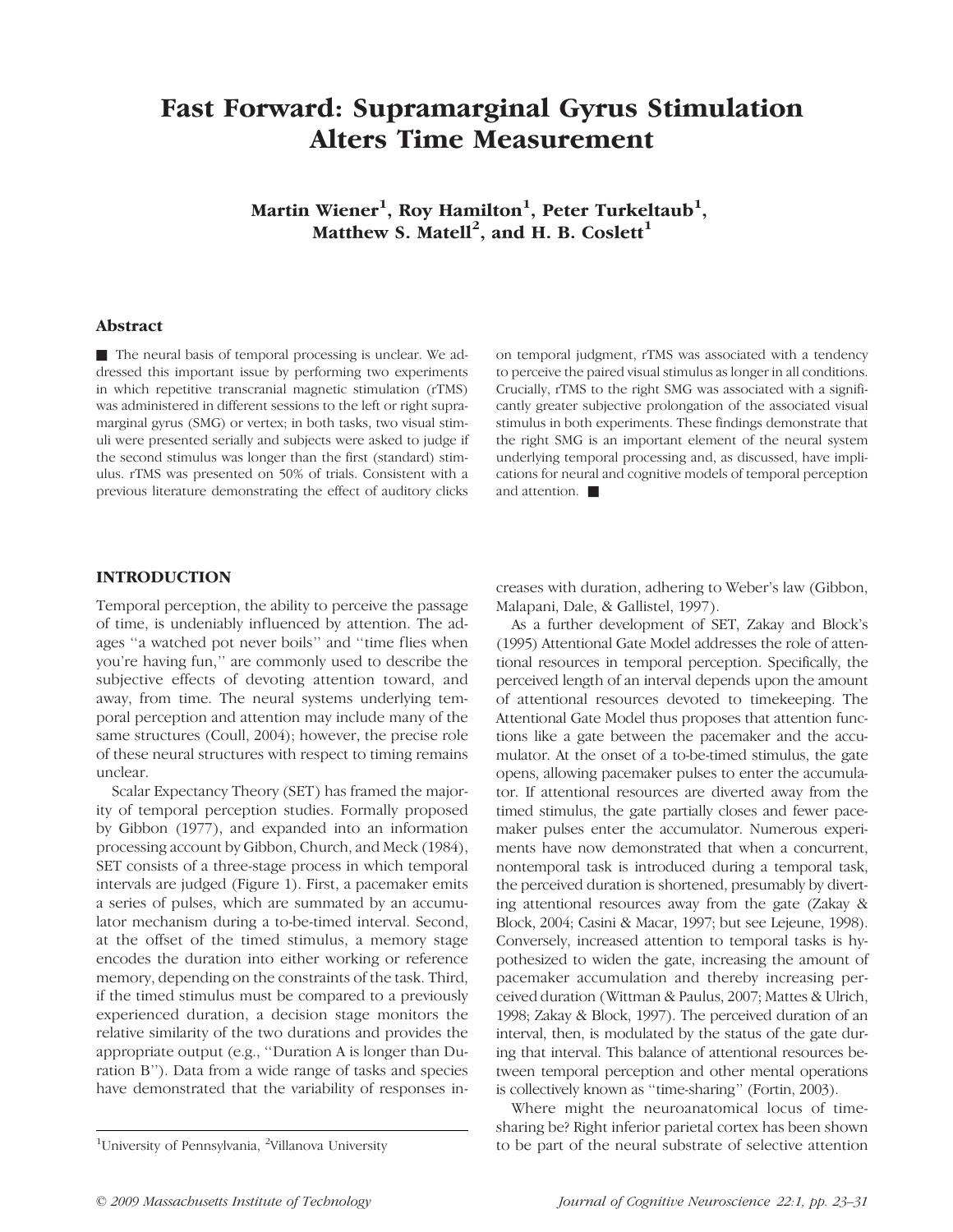# Fast Forward: Supramarginal Gyrus Stimulation Alters Time Measurement

**Martin Wiener[1], Roy Hamilton[1], Peter Turkeltaub[1], Matthew S. Matell[2], and H. B. Coslett[1]**

## Abstract

■ The neural basis of temporal processing is unclear. We addressed this important issue by performing two experiments in which repetitive transcranial magnetic stimulation (rTMS) was administered in different sessions to the left or right supramarginal gyrus (SMG) or vertex; in both tasks, two visual stimuli were presented serially and subjects were asked to judge if the second stimulus was longer than the first (standard) stimulus. rTMS was presented on 50% of trials. Consistent with a previous literature demonstrating the effect of auditory clicks on temporal judgment, rTMS was associated with a tendency to perceive the paired visual stimulus as longer in all conditions. Crucially, rTMS to the right SMG was associated with a significantly greater subjective prolongation of the associated visual stimulus in both experiments. These findings demonstrate that the right SMG is an important element of the neural system underlying temporal processing and, as discussed, have implications for neural and cognitive models of temporal perception and attention. ■

## INTRODUCTION

Temporal perception, the ability to perceive the passage of time, is undeniably influenced by attention. The adages ''a watched pot never boils'' and ''time flies when you're having fun,'' are commonly used to describe the subjective effects of devoting attention toward, and away, from time. The neural systems underlying temporal perception and attention may include many of the same structures (Coull, 2004); however, the precise role of these neural structures with respect to timing remains unclear.

Scalar Expectancy Theory (SET) has framed the majority of temporal perception studies. Formally proposed by Gibbon (1977), and expanded into an information processing account by Gibbon, Church, and Meck (1984), SET consists of a three-stage process in which temporal intervals are judged (Figure 1). First, a pacemaker emits a series of pulses, which are summated by an accumulator mechanism during a to-be-timed interval. Second, at the offset of the timed stimulus, a memory stage encodes the duration into either working or reference memory, depending on the constraints of the task. Third, if the timed stimulus must be compared to a previously experienced duration, a decision stage monitors the relative similarity of the two durations and provides the appropriate output (e.g., ''Duration A is longer than Duration B''). Data from a wide range of tasks and species have demonstrated that the variability of responses increases with duration, adhering to Weber's law (Gibbon, Malapani, Dale, & Gallistel, 1997).

As a further development of SET, Zakay and Block's (1995) Attentional Gate Model addresses the role of attentional resources in temporal perception. Specifically, the perceived length of an interval depends upon the amount of attentional resources devoted to timekeeping. The Attentional Gate Model thus proposes that attention functions like a gate between the pacemaker and the accumulator. At the onset of a to-be-timed stimulus, the gate opens, allowing pacemaker pulses to enter the accumulator. If attentional resources are diverted away from the timed stimulus, the gate partially closes and fewer pacemaker pulses enter the accumulator. Numerous experiments have now demonstrated that when a concurrent, nontemporal task is introduced during a temporal task, the perceived duration is shortened, presumably by diverting attentional resources away from the gate (Zakay & Block, 2004; Casini & Macar, 1997; but see Lejeune, 1998). Conversely, increased attention to temporal tasks is hypothesized to widen the gate, increasing the amount of pacemaker accumulation and thereby increasing perceived duration (Wittman & Paulus, 2007; Mattes & Ulrich, 1998; Zakay & Block, 1997). The perceived duration of an interval, then, is modulated by the status of the gate during that interval. This balance of attentional resources between temporal perception and other mental operations is collectively known as ''time-sharing'' (Fortin, 2003).

Where might the neuroanatomical locus of time-sharing be? Right inferior parietal cortex has been shown to be part of the neural substrate of selective attention

[1]University of Pennsylvania, [2]Villanova University

© 2009 Massachusetts Institute of Technology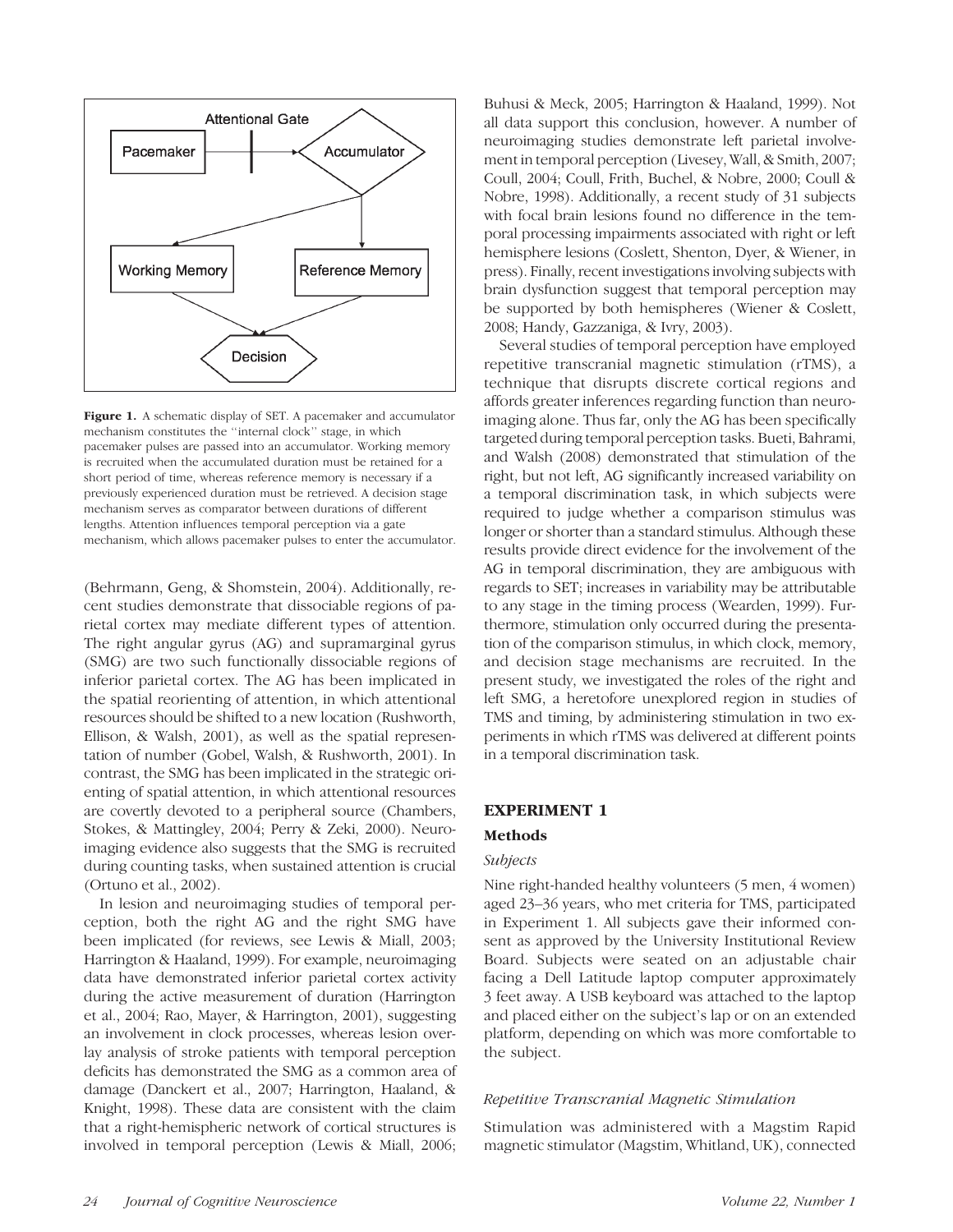**Figure 1.** A schematic display of SET. A pacemaker and accumulator mechanism constitutes the ''internal clock'' stage, in which pacemaker pulses are passed into an accumulator. Working memory is recruited when the accumulated duration must be retained for a short period of time, whereas reference memory is necessary if a previously experienced duration must be retrieved. A decision stage mechanism serves as comparator between durations of different lengths. Attention influences temporal perception via a gate mechanism, which allows pacemaker pulses to enter the accumulator.

(Behrmann, Geng, & Shomstein, 2004). Additionally, recent studies demonstrate that dissociable regions of parietal cortex may mediate different types of attention. The right angular gyrus (AG) and supramarginal gyrus (SMG) are two such functionally dissociable regions of inferior parietal cortex. The AG has been implicated in the spatial reorienting of attention, in which attentional resources should be shifted to a new location (Rushworth, Ellison, & Walsh, 2001), as well as the spatial representation of number (Gobel, Walsh, & Rushworth, 2001). In contrast, the SMG has been implicated in the strategic orienting of spatial attention, in which attentional resources are covertly devoted to a peripheral source (Chambers, Stokes, & Mattingley, 2004; Perry & Zeki, 2000). Neuroimaging evidence also suggests that the SMG is recruited during counting tasks, when sustained attention is crucial (Ortuno et al., 2002).

In lesion and neuroimaging studies of temporal perception, both the right AG and the right SMG have been implicated (for reviews, see Lewis & Miall, 2003; Harrington & Haaland, 1999). For example, neuroimaging data have demonstrated inferior parietal cortex activity during the active measurement of duration (Harrington et al., 2004; Rao, Mayer, & Harrington, 2001), suggesting an involvement in clock processes, whereas lesion overlay analysis of stroke patients with temporal perception deficits has demonstrated the SMG as a common area of damage (Danckert et al., 2007; Harrington, Haaland, & Knight, 1998). These data are consistent with the claim that a right-hemispheric network of cortical structures is involved in temporal perception (Lewis & Miall, 2006; Buhusi & Meck, 2005; Harrington & Haaland, 1999). Not all data support this conclusion, however. A number of neuroimaging studies demonstrate left parietal involvement in temporal perception (Livesey, Wall, & Smith, 2007; Coull, 2004; Coull, Frith, Buchel, & Nobre, 2000; Coull & Nobre, 1998). Additionally, a recent study of 31 subjects with focal brain lesions found no difference in the temporal processing impairments associated with right or left hemisphere lesions (Coslett, Shenton, Dyer, & Wiener, in press). Finally, recent investigations involving subjects with brain dysfunction suggest that temporal perception may be supported by both hemispheres (Wiener & Coslett, 2008; Handy, Gazzaniga, & Ivry, 2003).

Several studies of temporal perception have employed repetitive transcranial magnetic stimulation (rTMS), a technique that disrupts discrete cortical regions and affords greater inferences regarding function than neuroimaging alone. Thus far, only the AG has been specifically targeted during temporal perception tasks. Bueti, Bahrami, and Walsh (2008) demonstrated that stimulation of the right, but not left, AG significantly increased variability on a temporal discrimination task, in which subjects were required to judge whether a comparison stimulus was longer or shorter than a standard stimulus. Although these results provide direct evidence for the involvement of the AG in temporal discrimination, they are ambiguous with regards to SET; increases in variability may be attributable to any stage in the timing process (Wearden, 1999). Furthermore, stimulation only occurred during the presentation of the comparison stimulus, in which clock, memory, and decision stage mechanisms are recruited. In the present study, we investigated the roles of the right and left SMG, a heretofore unexplored region in studies of TMS and timing, by administering stimulation in two experiments in which rTMS was delivered at different points in a temporal discrimination task.

## EXPERIMENT 1

### Methods

#### *Subjects*

Nine right-handed healthy volunteers (5 men, 4 women) aged 23–36 years, who met criteria for TMS, participated in Experiment 1. All subjects gave their informed consent as approved by the University Institutional Review Board. Subjects were seated on an adjustable chair facing a Dell Latitude laptop computer approximately 3 feet away. A USB keyboard was attached to the laptop and placed either on the subject's lap or on an extended platform, depending on which was more comfortable to the subject.

#### *Repetitive Transcranial Magnetic Stimulation*

Stimulation was administered with a Magstim Rapid magnetic stimulator (Magstim, Whitland, UK), connected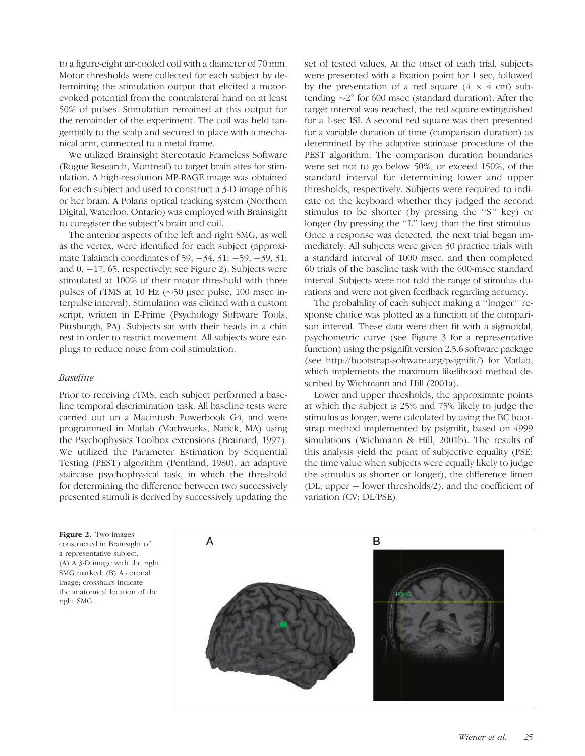to a figure-eight air-cooled coil with a diameter of 70 mm. Motor thresholds were collected for each subject by determining the stimulation output that elicited a motor-evoked potential from the contralateral hand on at least 50% of pulses. Stimulation remained at this output for the remainder of the experiment. The coil was held tangentially to the scalp and secured in place with a mechanical arm, connected to a metal frame.

We utilized Brainsight Stereotaxic Frameless Software (Rogue Research, Montreal) to target brain sites for stimulation. A high-resolution MP-RAGE image was obtained for each subject and used to construct a 3-D image of his or her brain. A Polaris optical tracking system (Northern Digital, Waterloo, Ontario) was employed with Brainsight to coregister the subject's brain and coil.

The anterior aspects of the left and right SMG, as well as the vertex, were identified for each subject (approximate Talairach coordinates of 59, −34, 31; −59, −39, 31; and 0, −17, 65, respectively; see Figure 2). Subjects were stimulated at 100% of their motor threshold with three pulses of rTMS at 10 Hz (~50 μsec pulse, 100 msec interpulse interval). Stimulation was elicited with a custom script, written in E-Prime (Psychology Software Tools, Pittsburgh, PA). Subjects sat with their heads in a chin rest in order to restrict movement. All subjects wore earplugs to reduce noise from coil stimulation.

### *Baseline*

Prior to receiving rTMS, each subject performed a baseline temporal discrimination task. All baseline tests were carried out on a Macintosh Powerbook G4, and were programmed in Matlab (Mathworks, Natick, MA) using the Psychophysics Toolbox extensions (Brainard, 1997). We utilized the Parameter Estimation by Sequential Testing (PEST) algorithm (Pentland, 1980), an adaptive staircase psychophysical task, in which the threshold for determining the difference between two successively presented stimuli is derived by successively updating the set of tested values. At the onset of each trial, subjects were presented with a fixation point for 1 sec, followed by the presentation of a red square ($4 \times 4$ cm) subtending ~2° for 600 msec (standard duration). After the target interval was reached, the red square extinguished for a 1-sec ISI. A second red square was then presented for a variable duration of time (comparison duration) as determined by the adaptive staircase procedure of the PEST algorithm. The comparison duration boundaries were set not to go below 50%, or exceed 150%, of the standard interval for determining lower and upper thresholds, respectively. Subjects were required to indicate on the keyboard whether they judged the second stimulus to be shorter (by pressing the "S" key) or longer (by pressing the "L" key) than the first stimulus. Once a response was detected, the next trial began immediately. All subjects were given 30 practice trials with a standard interval of 1000 msec, and then completed 60 trials of the baseline task with the 600-msec standard interval. Subjects were not told the range of stimulus durations and were not given feedback regarding accuracy.

The probability of each subject making a "longer" response choice was plotted as a function of the comparison interval. These data were then fit with a sigmoidal, psychometric curve (see Figure 3 for a representative function) using the psignifit version 2.5.6 software package (see http://bootstrap-software.org/psignifit/) for Matlab, which implements the maximum likelihood method described by Wichmann and Hill (2001a).

Lower and upper thresholds, the approximate points at which the subject is 25% and 75% likely to judge the stimulus as longer, were calculated by using the BC bootstrap method implemented by psignifit, based on 4999 simulations (Wichmann & Hill, 2001b). The results of this analysis yield the point of subjective equality (PSE; the time value when subjects were equally likely to judge the stimulus as shorter or longer), the difference limen (DL; upper − lower thresholds/2), and the coefficient of variation (CV; DL/PSE).

**Figure 2.** Two images constructed in Brainsight of a representative subject. (A) A 3-D image with the right SMG marked. (B) A coronal image; crosshairs indicate the anatomical location of the right SMG.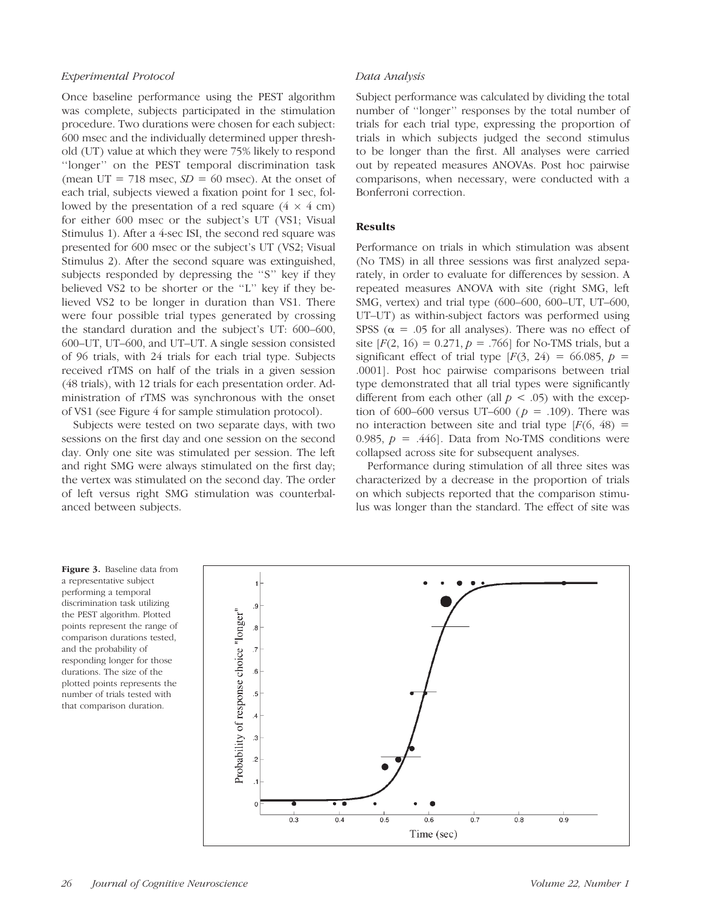### *Experimental Protocol*

Once baseline performance using the PEST algorithm was complete, subjects participated in the stimulation procedure. Two durations were chosen for each subject: 600 msec and the individually determined upper threshold (UT) value at which they were 75% likely to respond ''longer'' on the PEST temporal discrimination task (mean UT = 718 msec, *SD* = 60 msec). At the onset of each trial, subjects viewed a fixation point for 1 sec, followed by the presentation of a red square ($4 \times 4$ cm) for either 600 msec or the subject's UT (VS1; Visual Stimulus 1). After a 4-sec ISI, the second red square was presented for 600 msec or the subject's UT (VS2; Visual Stimulus 2). After the second square was extinguished, subjects responded by depressing the ''S'' key if they believed VS2 to be shorter or the ''L'' key if they believed VS2 to be longer in duration than VS1. There were four possible trial types generated by crossing the standard duration and the subject's UT: 600–600, 600–UT, UT–600, and UT–UT. A single session consisted of 96 trials, with 24 trials for each trial type. Subjects received rTMS on half of the trials in a given session (48 trials), with 12 trials for each presentation order. Administration of rTMS was synchronous with the onset of VS1 (see Figure 4 for sample stimulation protocol).

Subjects were tested on two separate days, with two sessions on the first day and one session on the second day. Only one site was stimulated per session. The left and right SMG were always stimulated on the first day; the vertex was stimulated on the second day. The order of left versus right SMG stimulation was counterbalanced between subjects.

### *Data Analysis*

Subject performance was calculated by dividing the total number of ''longer'' responses by the total number of trials for each trial type, expressing the proportion of trials in which subjects judged the second stimulus to be longer than the first. All analyses were carried out by repeated measures ANOVAs. Post hoc pairwise comparisons, when necessary, were conducted with a Bonferroni correction.

## Results

Performance on trials in which stimulation was absent (No TMS) in all three sessions was first analyzed separately, in order to evaluate for differences by session. A repeated measures ANOVA with site (right SMG, left SMG, vertex) and trial type (600–600, 600–UT, UT–600, UT–UT) as within-subject factors was performed using SPSS ($\alpha = .05$ for all analyses). There was no effect of site [$F(2, 16) = 0.271$, $p = .766$] for No-TMS trials, but a significant effect of trial type [$F(3, 24) = 66.085$, $p = .0001$]. Post hoc pairwise comparisons between trial type demonstrated that all trial types were significantly different from each other (all $p < .05$) with the exception of 600–600 versus UT–600 ($p = .109$). There was no interaction between site and trial type [$F(6, 48) = 0.985$, $p = .446$]. Data from No-TMS conditions were collapsed across site for subsequent analyses.

Performance during stimulation of all three sites was characterized by a decrease in the proportion of trials on which subjects reported that the comparison stimulus was longer than the standard. The effect of site was

**Figure 3.** Baseline data from a representative subject performing a temporal discrimination task utilizing the PEST algorithm. Plotted points represent the range of comparison durations tested, and the probability of responding longer for those durations. The size of the plotted points represents the number of trials tested with that comparison duration.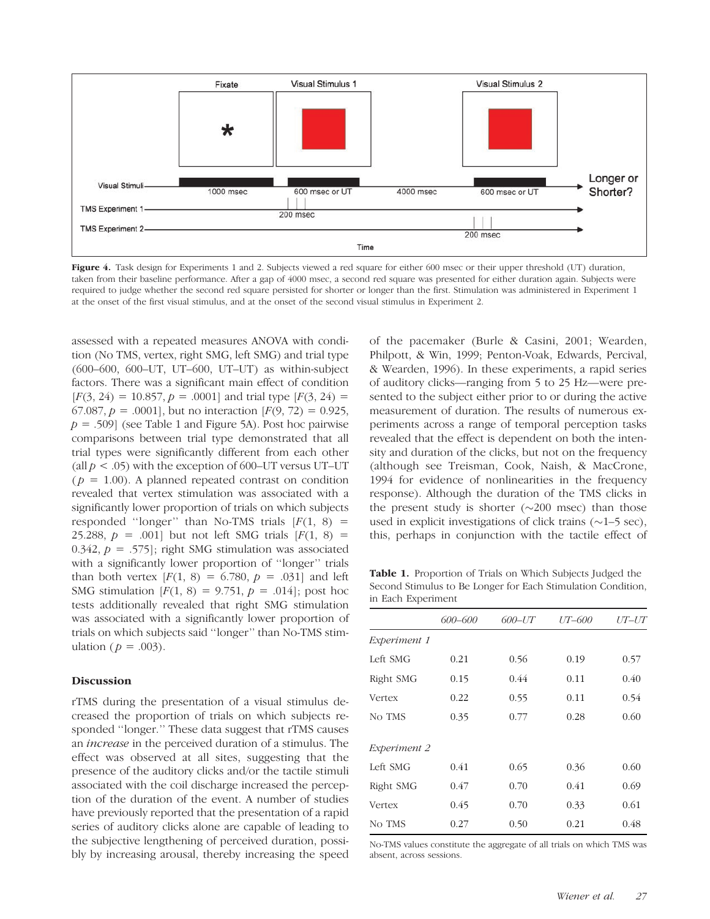Figure 4. Task design for Experiments 1 and 2. Subjects viewed a red square for either 600 msec or their upper threshold (UT) duration, taken from their baseline performance. After a gap of 4000 msec, a second red square was presented for either duration again. Subjects were required to judge whether the second red square persisted for shorter or longer than the first. Stimulation was administered in Experiment 1 at the onset of the first visual stimulus, and at the onset of the second visual stimulus in Experiment 2.

assessed with a repeated measures ANOVA with condition (No TMS, vertex, right SMG, left SMG) and trial type (600–600, 600–UT, UT–600, UT–UT) as within-subject factors. There was a significant main effect of condition [$F(3, 24) = 10.857$, $p = .0001$] and trial type [$F(3, 24) = 67.087$, $p = .0001$], but no interaction [$F(9, 72) = 0.925$, $p = .509$] (see Table 1 and Figure 5A). Post hoc pairwise comparisons between trial type demonstrated that all trial types were significantly different from each other (all $p < .05$) with the exception of 600–UT versus UT–UT ($p = 1.00$). A planned repeated contrast on condition revealed that vertex stimulation was associated with a significantly lower proportion of trials on which subjects responded ''longer'' than No-TMS trials [$F(1, 8) = 25.288$, $p = .001$] but not left SMG trials [$F(1, 8) = 0.342$, $p = .575$]; right SMG stimulation was associated with a significantly lower proportion of ''longer'' trials than both vertex [$F(1, 8) = 6.780$, $p = .031$] and left SMG stimulation [$F(1, 8) = 9.751$, $p = .014$]; post hoc tests additionally revealed that right SMG stimulation was associated with a significantly lower proportion of trials on which subjects said ''longer'' than No-TMS stimulation ($p = .003$).

## Discussion

rTMS during the presentation of a visual stimulus decreased the proportion of trials on which subjects responded ''longer.'' These data suggest that rTMS causes an *increase* in the perceived duration of a stimulus. The effect was observed at all sites, suggesting that the presence of the auditory clicks and/or the tactile stimuli associated with the coil discharge increased the perception of the duration of the event. A number of studies have previously reported that the presentation of a rapid series of auditory clicks alone are capable of leading to the subjective lengthening of perceived duration, possibly by increasing arousal, thereby increasing the speed of the pacemaker (Burle & Casini, 2001; Wearden, Philpott, & Win, 1999; Penton-Voak, Edwards, Percival, & Wearden, 1996). In these experiments, a rapid series of auditory clicks—ranging from 5 to 25 Hz—were presented to the subject either prior to or during the active measurement of duration. The results of numerous experiments across a range of temporal perception tasks revealed that the effect is dependent on both the intensity and duration of the clicks, but not on the frequency (although see Treisman, Cook, Naish, & MacCrone, 1994 for evidence of nonlinearities in the frequency response). Although the duration of the TMS clicks in the present study is shorter (~200 msec) than those used in explicit investigations of click trains (~1–5 sec), this, perhaps in conjunction with the tactile effect of

**Table 1.** Proportion of Trials on Which Subjects Judged the Second Stimulus to Be Longer for Each Stimulation Condition, in Each Experiment

| | *600–600* | *600–UT* | *UT–600* | *UT–UT* |
|---|---|---|---|---|
| *Experiment 1* | | | | |
| Left SMG | 0.21 | 0.56 | 0.19 | 0.57 |
| Right SMG | 0.15 | 0.44 | 0.11 | 0.40 |
| Vertex | 0.22 | 0.55 | 0.11 | 0.54 |
| No TMS | 0.35 | 0.77 | 0.28 | 0.60 |
| *Experiment 2* | | | | |
| Left SMG | 0.41 | 0.65 | 0.36 | 0.60 |
| Right SMG | 0.47 | 0.70 | 0.41 | 0.69 |
| Vertex | 0.45 | 0.70 | 0.33 | 0.61 |
| No TMS | 0.27 | 0.50 | 0.21 | 0.48 |

No-TMS values constitute the aggregate of all trials on which TMS was absent, across sessions.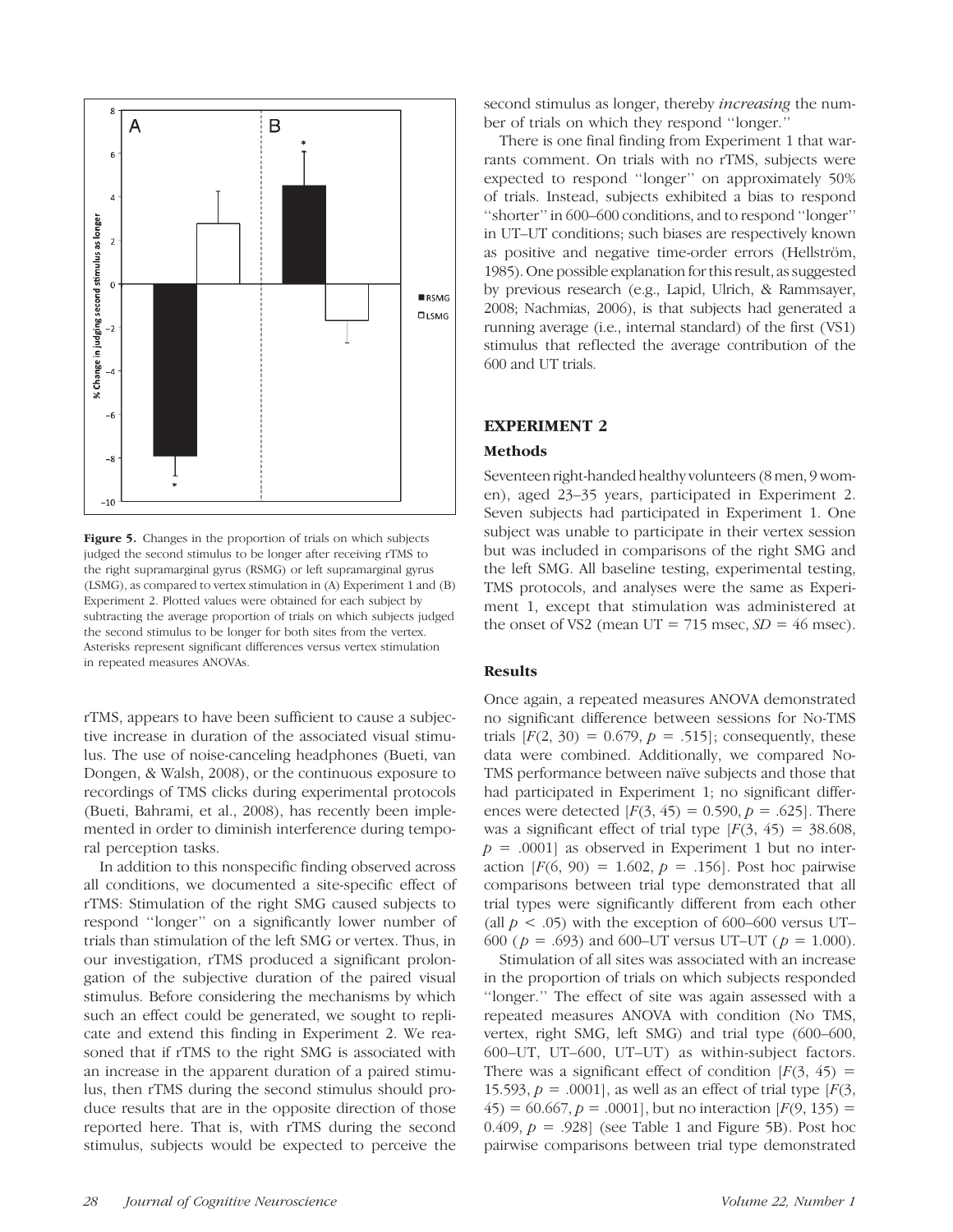Figure 5. Changes in the proportion of trials on which subjects judged the second stimulus to be longer after receiving rTMS to the right supramarginal gyrus (RSMG) or left supramarginal gyrus (LSMG), as compared to vertex stimulation in (A) Experiment 1 and (B) Experiment 2. Plotted values were obtained for each subject by subtracting the average proportion of trials on which subjects judged the second stimulus to be longer for both sites from the vertex. Asterisks represent significant differences versus vertex stimulation in repeated measures ANOVAs.

rTMS, appears to have been sufficient to cause a subjective increase in duration of the associated visual stimulus. The use of noise-canceling headphones (Bueti, van Dongen, & Walsh, 2008), or the continuous exposure to recordings of TMS clicks during experimental protocols (Bueti, Bahrami, et al., 2008), has recently been implemented in order to diminish interference during temporal perception tasks.

In addition to this nonspecific finding observed across all conditions, we documented a site-specific effect of rTMS: Stimulation of the right SMG caused subjects to respond "longer" on a significantly lower number of trials than stimulation of the left SMG or vertex. Thus, in our investigation, rTMS produced a significant prolongation of the subjective duration of the paired visual stimulus. Before considering the mechanisms by which such an effect could be generated, we sought to replicate and extend this finding in Experiment 2. We reasoned that if rTMS to the right SMG is associated with an increase in the apparent duration of a paired stimulus, then rTMS during the second stimulus should produce results that are in the opposite direction of those reported here. That is, with rTMS during the second stimulus, subjects would be expected to perceive the second stimulus as longer, thereby *increasing* the number of trials on which they respond "longer."

There is one final finding from Experiment 1 that warrants comment. On trials with no rTMS, subjects were expected to respond "longer" on approximately 50% of trials. Instead, subjects exhibited a bias to respond "shorter" in 600–600 conditions, and to respond "longer" in UT–UT conditions; such biases are respectively known as positive and negative time-order errors (Hellström, 1985). One possible explanation for this result, as suggested by previous research (e.g., Lapid, Ulrich, & Rammsayer, 2008; Nachmias, 2006), is that subjects had generated a running average (i.e., internal standard) of the first (VS1) stimulus that reflected the average contribution of the 600 and UT trials.

## EXPERIMENT 2

### Methods

Seventeen right-handed healthy volunteers (8 men, 9 women), aged 23–35 years, participated in Experiment 2. Seven subjects had participated in Experiment 1. One subject was unable to participate in their vertex session but was included in comparisons of the right SMG and the left SMG. All baseline testing, experimental testing, TMS protocols, and analyses were the same as Experiment 1, except that stimulation was administered at the onset of VS2 (mean UT = 715 msec, $SD$ = 46 msec).

### Results

Once again, a repeated measures ANOVA demonstrated no significant difference between sessions for No-TMS trials [$F(2, 30) = 0.679$, $p = .515$]; consequently, these data were combined. Additionally, we compared No-TMS performance between naïve subjects and those that had participated in Experiment 1; no significant differences were detected [$F(3, 45) = 0.590$, $p = .625$]. There was a significant effect of trial type [$F(3, 45) = 38.608$, $p = .0001$] as observed in Experiment 1 but no interaction [$F(6, 90) = 1.602$, $p = .156$]. Post hoc pairwise comparisons between trial type demonstrated that all trial types were significantly different from each other (all $p < .05$) with the exception of 600–600 versus UT–600 ($p = .693$) and 600–UT versus UT–UT ($p = 1.000$).

Stimulation of all sites was associated with an increase in the proportion of trials on which subjects responded "longer." The effect of site was again assessed with a repeated measures ANOVA with condition (No TMS, vertex, right SMG, left SMG) and trial type (600–600, 600–UT, UT–600, UT–UT) as within-subject factors. There was a significant effect of condition [$F(3, 45) = 15.593$, $p = .0001$], as well as an effect of trial type [$F(3, 45) = 60.667$, $p = .0001$], but no interaction [$F(9, 135) = 0.409$, $p = .928$] (see Table 1 and Figure 5B). Post hoc pairwise comparisons between trial type demonstrated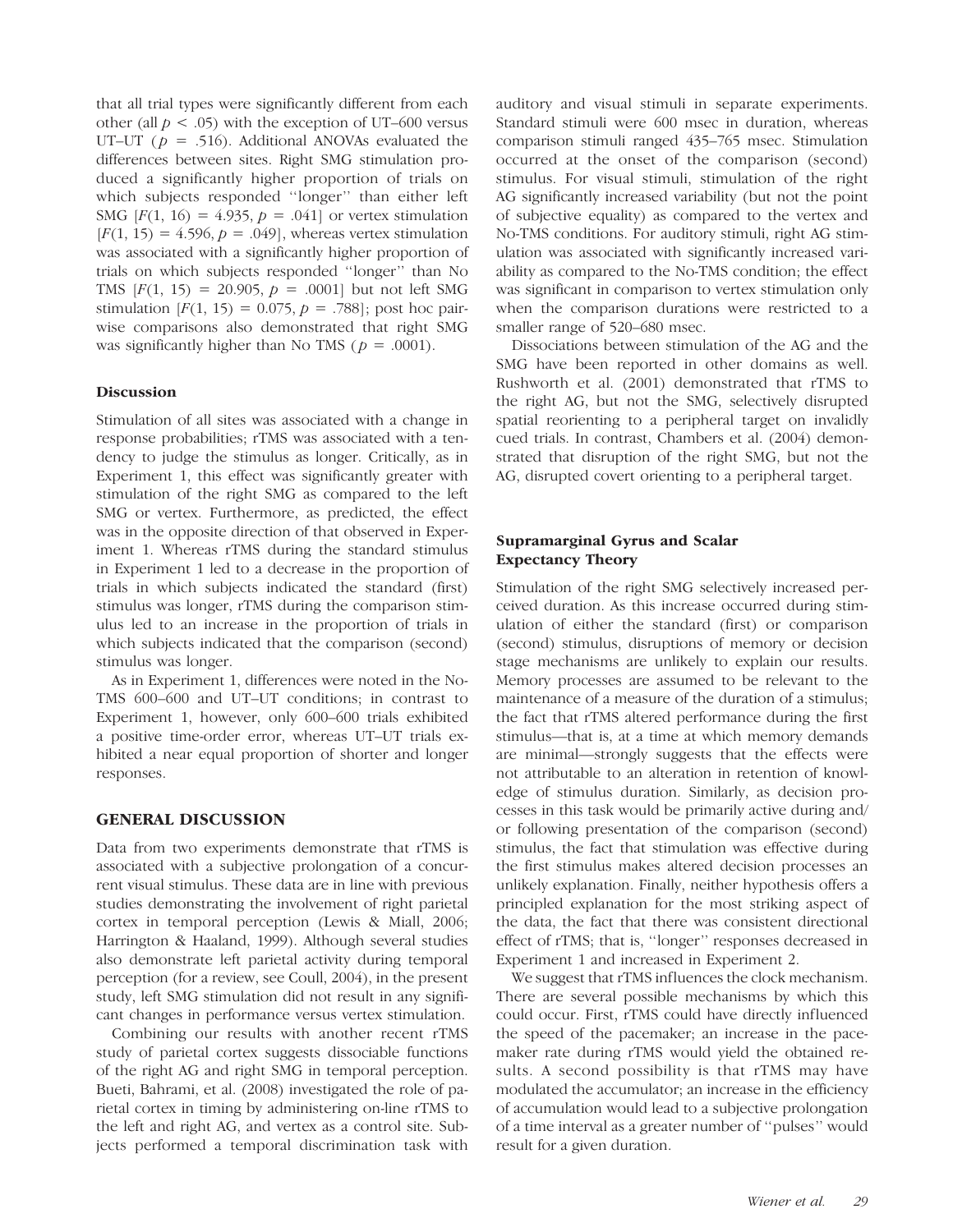that all trial types were significantly different from each other (all $p < .05$) with the exception of UT–600 versus UT–UT ($p = .516$). Additional ANOVAs evaluated the differences between sites. Right SMG stimulation produced a significantly higher proportion of trials on which subjects responded ''longer'' than either left SMG [$F(1, 16) = 4.935$, $p = .041$] or vertex stimulation [$F(1, 15) = 4.596$, $p = .049$], whereas vertex stimulation was associated with a significantly higher proportion of trials on which subjects responded ''longer'' than No TMS [$F(1, 15) = 20.905$, $p = .0001$] but not left SMG stimulation [$F(1, 15) = 0.075$, $p = .788$]; post hoc pairwise comparisons also demonstrated that right SMG was significantly higher than No TMS ($p = .0001$).

### Discussion

Stimulation of all sites was associated with a change in response probabilities; rTMS was associated with a tendency to judge the stimulus as longer. Critically, as in Experiment 1, this effect was significantly greater with stimulation of the right SMG as compared to the left SMG or vertex. Furthermore, as predicted, the effect was in the opposite direction of that observed in Experiment 1. Whereas rTMS during the standard stimulus in Experiment 1 led to a decrease in the proportion of trials in which subjects indicated the standard (first) stimulus was longer, rTMS during the comparison stimulus led to an increase in the proportion of trials in which subjects indicated that the comparison (second) stimulus was longer.

As in Experiment 1, differences were noted in the No-TMS 600–600 and UT–UT conditions; in contrast to Experiment 1, however, only 600–600 trials exhibited a positive time-order error, whereas UT–UT trials exhibited a near equal proportion of shorter and longer responses.

## GENERAL DISCUSSION

Data from two experiments demonstrate that rTMS is associated with a subjective prolongation of a concurrent visual stimulus. These data are in line with previous studies demonstrating the involvement of right parietal cortex in temporal perception (Lewis & Miall, 2006; Harrington & Haaland, 1999). Although several studies also demonstrate left parietal activity during temporal perception (for a review, see Coull, 2004), in the present study, left SMG stimulation did not result in any significant changes in performance versus vertex stimulation.

Combining our results with another recent rTMS study of parietal cortex suggests dissociable functions of the right AG and right SMG in temporal perception. Bueti, Bahrami, et al. (2008) investigated the role of parietal cortex in timing by administering on-line rTMS to the left and right AG, and vertex as a control site. Subjects performed a temporal discrimination task with auditory and visual stimuli in separate experiments. Standard stimuli were 600 msec in duration, whereas comparison stimuli ranged 435–765 msec. Stimulation occurred at the onset of the comparison (second) stimulus. For visual stimuli, stimulation of the right AG significantly increased variability (but not the point of subjective equality) as compared to the vertex and No-TMS conditions. For auditory stimuli, right AG stimulation was associated with significantly increased variability as compared to the No-TMS condition; the effect was significant in comparison to vertex stimulation only when the comparison durations were restricted to a smaller range of 520–680 msec.

Dissociations between stimulation of the AG and the SMG have been reported in other domains as well. Rushworth et al. (2001) demonstrated that rTMS to the right AG, but not the SMG, selectively disrupted spatial reorienting to a peripheral target on invalidly cued trials. In contrast, Chambers et al. (2004) demonstrated that disruption of the right SMG, but not the AG, disrupted covert orienting to a peripheral target.

### Supramarginal Gyrus and Scalar Expectancy Theory

Stimulation of the right SMG selectively increased perceived duration. As this increase occurred during stimulation of either the standard (first) or comparison (second) stimulus, disruptions of memory or decision stage mechanisms are unlikely to explain our results. Memory processes are assumed to be relevant to the maintenance of a measure of the duration of a stimulus; the fact that rTMS altered performance during the first stimulus—that is, at a time at which memory demands are minimal—strongly suggests that the effects were not attributable to an alteration in retention of knowledge of stimulus duration. Similarly, as decision processes in this task would be primarily active during and/or following presentation of the comparison (second) stimulus, the fact that stimulation was effective during the first stimulus makes altered decision processes an unlikely explanation. Finally, neither hypothesis offers a principled explanation for the most striking aspect of the data, the fact that there was consistent directional effect of rTMS; that is, ''longer'' responses decreased in Experiment 1 and increased in Experiment 2.

We suggest that rTMS influences the clock mechanism. There are several possible mechanisms by which this could occur. First, rTMS could have directly influenced the speed of the pacemaker; an increase in the pacemaker rate during rTMS would yield the obtained results. A second possibility is that rTMS may have modulated the accumulator; an increase in the efficiency of accumulation would lead to a subjective prolongation of a time interval as a greater number of ''pulses'' would result for a given duration.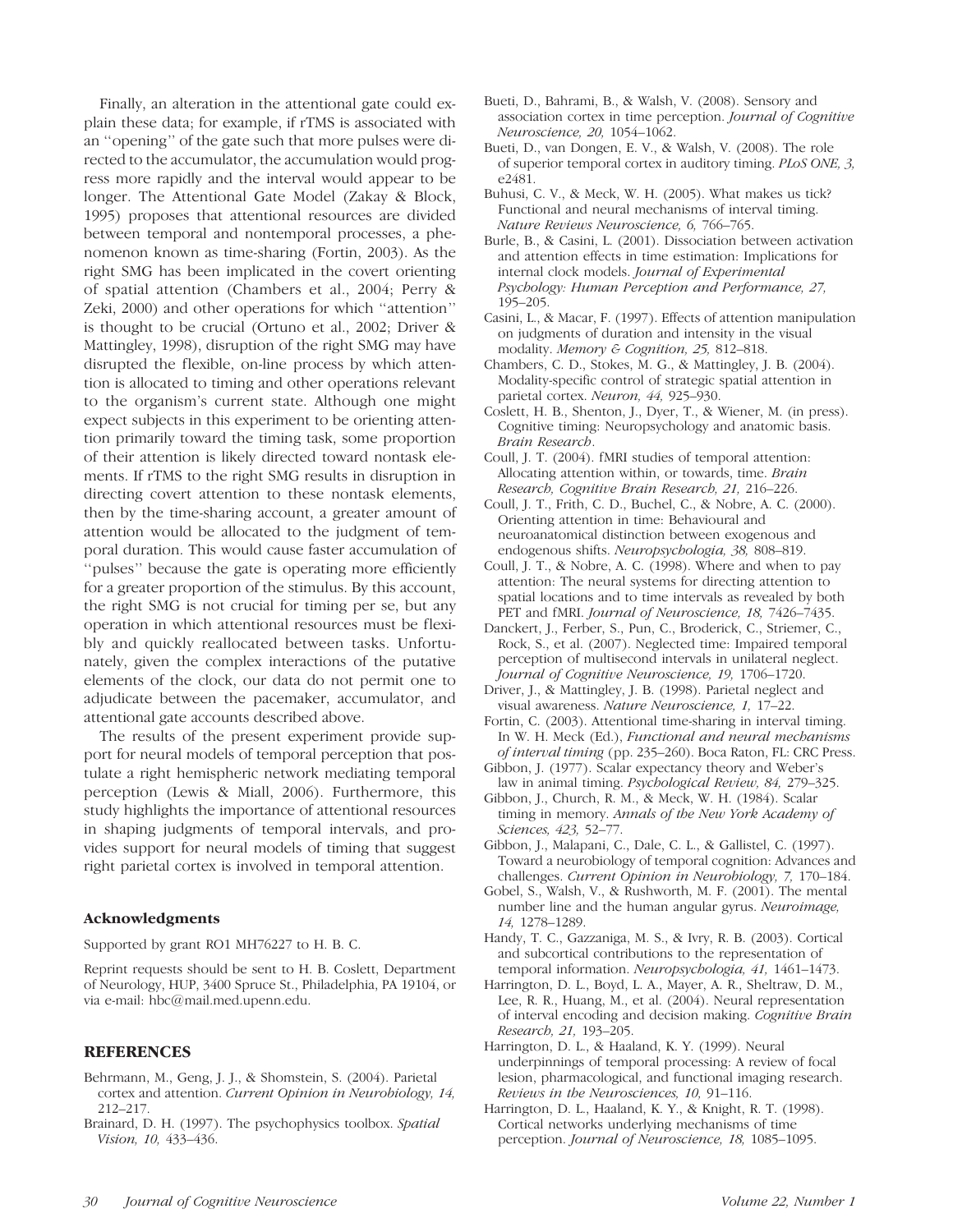Finally, an alteration in the attentional gate could explain these data; for example, if rTMS is associated with an ''opening'' of the gate such that more pulses were directed to the accumulator, the accumulation would progress more rapidly and the interval would appear to be longer. The Attentional Gate Model (Zakay & Block, 1995) proposes that attentional resources are divided between temporal and nontemporal processes, a phenomenon known as time-sharing (Fortin, 2003). As the right SMG has been implicated in the covert orienting of spatial attention (Chambers et al., 2004; Perry & Zeki, 2000) and other operations for which ''attention'' is thought to be crucial (Ortuno et al., 2002; Driver & Mattingley, 1998), disruption of the right SMG may have disrupted the flexible, on-line process by which attention is allocated to timing and other operations relevant to the organism's current state. Although one might expect subjects in this experiment to be orienting attention primarily toward the timing task, some proportion of their attention is likely directed toward nontask elements. If rTMS to the right SMG results in disruption in directing covert attention to these nontask elements, then by the time-sharing account, a greater amount of attention would be allocated to the judgment of temporal duration. This would cause faster accumulation of ''pulses'' because the gate is operating more efficiently for a greater proportion of the stimulus. By this account, the right SMG is not crucial for timing per se, but any operation in which attentional resources must be flexibly and quickly reallocated between tasks. Unfortunately, given the complex interactions of the putative elements of the clock, our data do not permit one to adjudicate between the pacemaker, accumulator, and attentional gate accounts described above.

The results of the present experiment provide support for neural models of temporal perception that postulate a right hemispheric network mediating temporal perception (Lewis & Miall, 2006). Furthermore, this study highlights the importance of attentional resources in shaping judgments of temporal intervals, and provides support for neural models of timing that suggest right parietal cortex is involved in temporal attention.

### Acknowledgments

Supported by grant RO1 MH76227 to H. B. C.

Reprint requests should be sent to H. B. Coslett, Department of Neurology, HUP, 3400 Spruce St., Philadelphia, PA 19104, or via e-mail: hbc@mail.med.upenn.edu.

## REFERENCES

Behrmann, M., Geng, J. J., & Shomstein, S. (2004). Parietal cortex and attention. *Current Opinion in Neurobiology, 14,* 212–217.

Brainard, D. H. (1997). The psychophysics toolbox. *Spatial Vision, 10,* 433–436.

Bueti, D., Bahrami, B., & Walsh, V. (2008). Sensory and association cortex in time perception. *Journal of Cognitive Neuroscience, 20,* 1054–1062.

Bueti, D., van Dongen, E. V., & Walsh, V. (2008). The role of superior temporal cortex in auditory timing. *PLoS ONE, 3,* e2481.

Buhusi, C. V., & Meck, W. H. (2005). What makes us tick? Functional and neural mechanisms of interval timing. *Nature Reviews Neuroscience, 6,* 766–765.

Burle, B., & Casini, L. (2001). Dissociation between activation and attention effects in time estimation: Implications for internal clock models. *Journal of Experimental Psychology: Human Perception and Performance, 27,* 195–205.

Casini, L., & Macar, F. (1997). Effects of attention manipulation on judgments of duration and intensity in the visual modality. *Memory & Cognition, 25,* 812–818.

Chambers, C. D., Stokes, M. G., & Mattingley, J. B. (2004). Modality-specific control of strategic spatial attention in parietal cortex. *Neuron, 44,* 925–930.

Coslett, H. B., Shenton, J., Dyer, T., & Wiener, M. (in press). Cognitive timing: Neuropsychology and anatomic basis. *Brain Research*.

Coull, J. T. (2004). fMRI studies of temporal attention: Allocating attention within, or towards, time. *Brain Research, Cognitive Brain Research, 21,* 216–226.

Coull, J. T., Frith, C. D., Buchel, C., & Nobre, A. C. (2000). Orienting attention in time: Behavioural and neuroanatomical distinction between exogenous and endogenous shifts. *Neuropsychologia, 38,* 808–819.

Coull, J. T., & Nobre, A. C. (1998). Where and when to pay attention: The neural systems for directing attention to spatial locations and to time intervals as revealed by both PET and fMRI. *Journal of Neuroscience, 18,* 7426–7435.

Danckert, J., Ferber, S., Pun, C., Broderick, C., Striemer, C., Rock, S., et al. (2007). Neglected time: Impaired temporal perception of multisecond intervals in unilateral neglect. *Journal of Cognitive Neuroscience, 19,* 1706–1720.

Driver, J., & Mattingley, J. B. (1998). Parietal neglect and visual awareness. *Nature Neuroscience, 1,* 17–22.

Fortin, C. (2003). Attentional time-sharing in interval timing. In W. H. Meck (Ed.), *Functional and neural mechanisms of interval timing* (pp. 235–260). Boca Raton, FL: CRC Press.

Gibbon, J. (1977). Scalar expectancy theory and Weber's law in animal timing. *Psychological Review, 84,* 279–325.

Gibbon, J., Church, R. M., & Meck, W. H. (1984). Scalar timing in memory. *Annals of the New York Academy of Sciences, 423,* 52–77.

Gibbon, J., Malapani, C., Dale, C. L., & Gallistel, C. (1997). Toward a neurobiology of temporal cognition: Advances and challenges. *Current Opinion in Neurobiology, 7,* 170–184.

Gobel, S., Walsh, V., & Rushworth, M. F. (2001). The mental number line and the human angular gyrus. *Neuroimage, 14,* 1278–1289.

Handy, T. C., Gazzaniga, M. S., & Ivry, R. B. (2003). Cortical and subcortical contributions to the representation of temporal information. *Neuropsychologia, 41,* 1461–1473.

Harrington, D. L., Boyd, L. A., Mayer, A. R., Sheltraw, D. M., Lee, R. R., Huang, M., et al. (2004). Neural representation of interval encoding and decision making. *Cognitive Brain Research, 21,* 193–205.

Harrington, D. L., & Haaland, K. Y. (1999). Neural underpinnings of temporal processing: A review of focal lesion, pharmacological, and functional imaging research. *Reviews in the Neurosciences, 10,* 91–116.

Harrington, D. L., Haaland, K. Y., & Knight, R. T. (1998). Cortical networks underlying mechanisms of time perception. *Journal of Neuroscience, 18,* 1085–1095.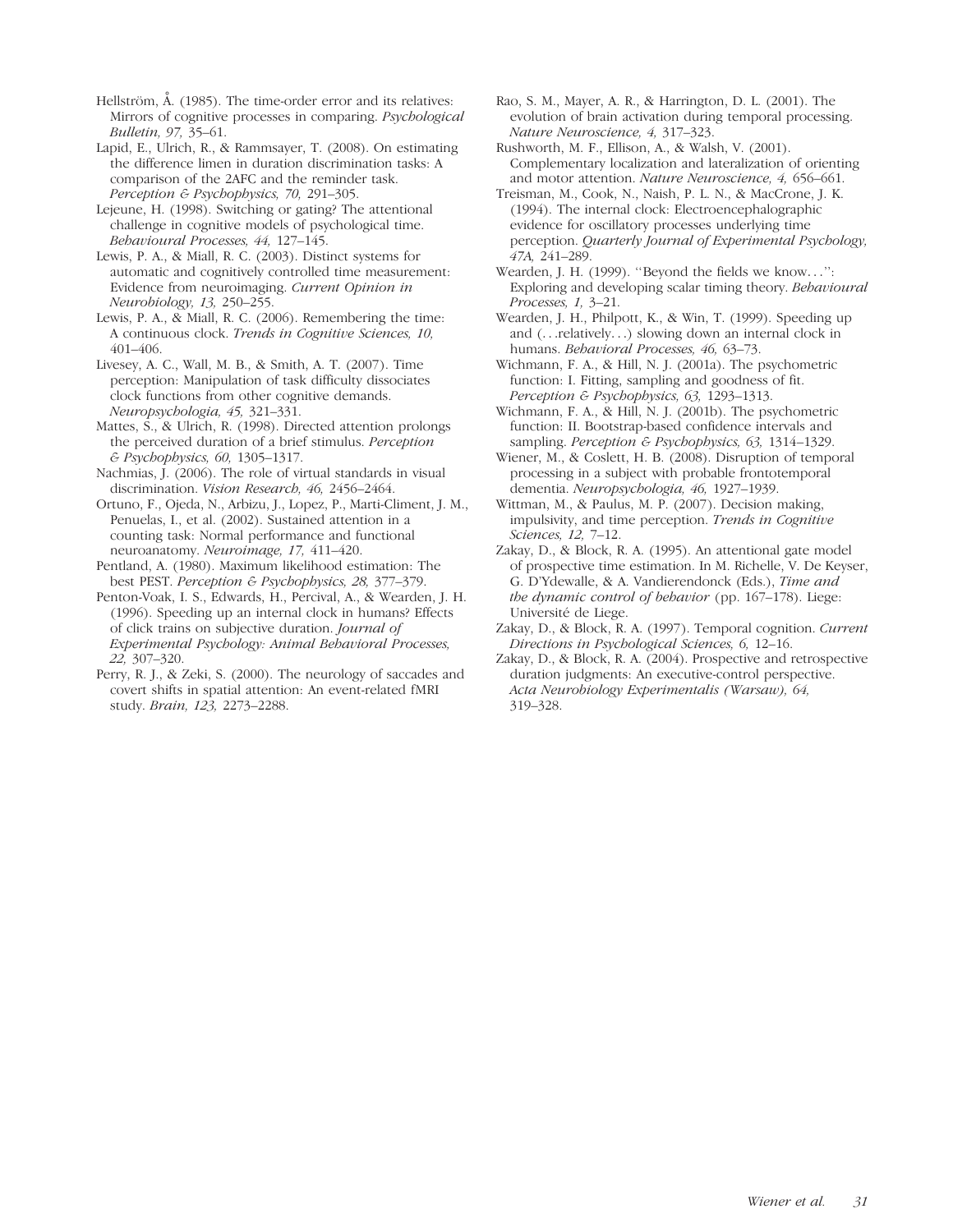Hellström, Å. (1985). The time-order error and its relatives: Mirrors of cognitive processes in comparing. *Psychological Bulletin, 97,* 35–61.

Lapid, E., Ulrich, R., & Rammsayer, T. (2008). On estimating the difference limen in duration discrimination tasks: A comparison of the 2AFC and the reminder task. *Perception & Psychophysics, 70,* 291–305.

Lejeune, H. (1998). Switching or gating? The attentional challenge in cognitive models of psychological time. *Behavioural Processes, 44,* 127–145.

Lewis, P. A., & Miall, R. C. (2003). Distinct systems for automatic and cognitively controlled time measurement: Evidence from neuroimaging. *Current Opinion in Neurobiology, 13,* 250–255.

Lewis, P. A., & Miall, R. C. (2006). Remembering the time: A continuous clock. *Trends in Cognitive Sciences, 10,* 401–406.

Livesey, A. C., Wall, M. B., & Smith, A. T. (2007). Time perception: Manipulation of task difficulty dissociates clock functions from other cognitive demands. *Neuropsychologia, 45,* 321–331.

Mattes, S., & Ulrich, R. (1998). Directed attention prolongs the perceived duration of a brief stimulus. *Perception & Psychophysics, 60,* 1305–1317.

Nachmias, J. (2006). The role of virtual standards in visual discrimination. *Vision Research, 46,* 2456–2464.

Ortuno, F., Ojeda, N., Arbizu, J., Lopez, P., Marti-Climent, J. M., Penuelas, I., et al. (2002). Sustained attention in a counting task: Normal performance and functional neuroanatomy. *Neuroimage, 17,* 411–420.

Pentland, A. (1980). Maximum likelihood estimation: The best PEST. *Perception & Psychophysics, 28,* 377–379.

Penton-Voak, I. S., Edwards, H., Percival, A., & Wearden, J. H. (1996). Speeding up an internal clock in humans? Effects of click trains on subjective duration. *Journal of Experimental Psychology: Animal Behavioral Processes, 22,* 307–320.

Perry, R. J., & Zeki, S. (2000). The neurology of saccades and covert shifts in spatial attention: An event-related fMRI study. *Brain, 123,* 2273–2288.

Rao, S. M., Mayer, A. R., & Harrington, D. L. (2001). The evolution of brain activation during temporal processing. *Nature Neuroscience, 4,* 317–323.

Rushworth, M. F., Ellison, A., & Walsh, V. (2001). Complementary localization and lateralization of orienting and motor attention. *Nature Neuroscience, 4,* 656–661.

Treisman, M., Cook, N., Naish, P. L. N., & MacCrone, J. K. (1994). The internal clock: Electroencephalographic evidence for oscillatory processes underlying time perception. *Quarterly Journal of Experimental Psychology, 47A,* 241–289.

Wearden, J. H. (1999). ''Beyond the fields we know…'': Exploring and developing scalar timing theory. *Behavioural Processes, 1,* 3–21.

Wearden, J. H., Philpott, K., & Win, T. (1999). Speeding up and (…relatively…) slowing down an internal clock in humans. *Behavioral Processes, 46,* 63–73.

Wichmann, F. A., & Hill, N. J. (2001a). The psychometric function: I. Fitting, sampling and goodness of fit. *Perception & Psychophysics, 63,* 1293–1313.

Wichmann, F. A., & Hill, N. J. (2001b). The psychometric function: II. Bootstrap-based confidence intervals and sampling. *Perception & Psychophysics, 63,* 1314–1329.

Wiener, M., & Coslett, H. B. (2008). Disruption of temporal processing in a subject with probable frontotemporal dementia. *Neuropsychologia, 46,* 1927–1939.

Wittman, M., & Paulus, M. P. (2007). Decision making, impulsivity, and time perception. *Trends in Cognitive Sciences, 12,* 7–12.

Zakay, D., & Block, R. A. (1995). An attentional gate model of prospective time estimation. In M. Richelle, V. De Keyser, G. D'Ydewalle, & A. Vandierendonck (Eds.), *Time and the dynamic control of behavior* (pp. 167–178). Liege: Université de Liege.

Zakay, D., & Block, R. A. (1997). Temporal cognition. *Current Directions in Psychological Sciences, 6,* 12–16.

Zakay, D., & Block, R. A. (2004). Prospective and retrospective duration judgments: An executive-control perspective. *Acta Neurobiology Experimentalis (Warsaw), 64,* 319–328.